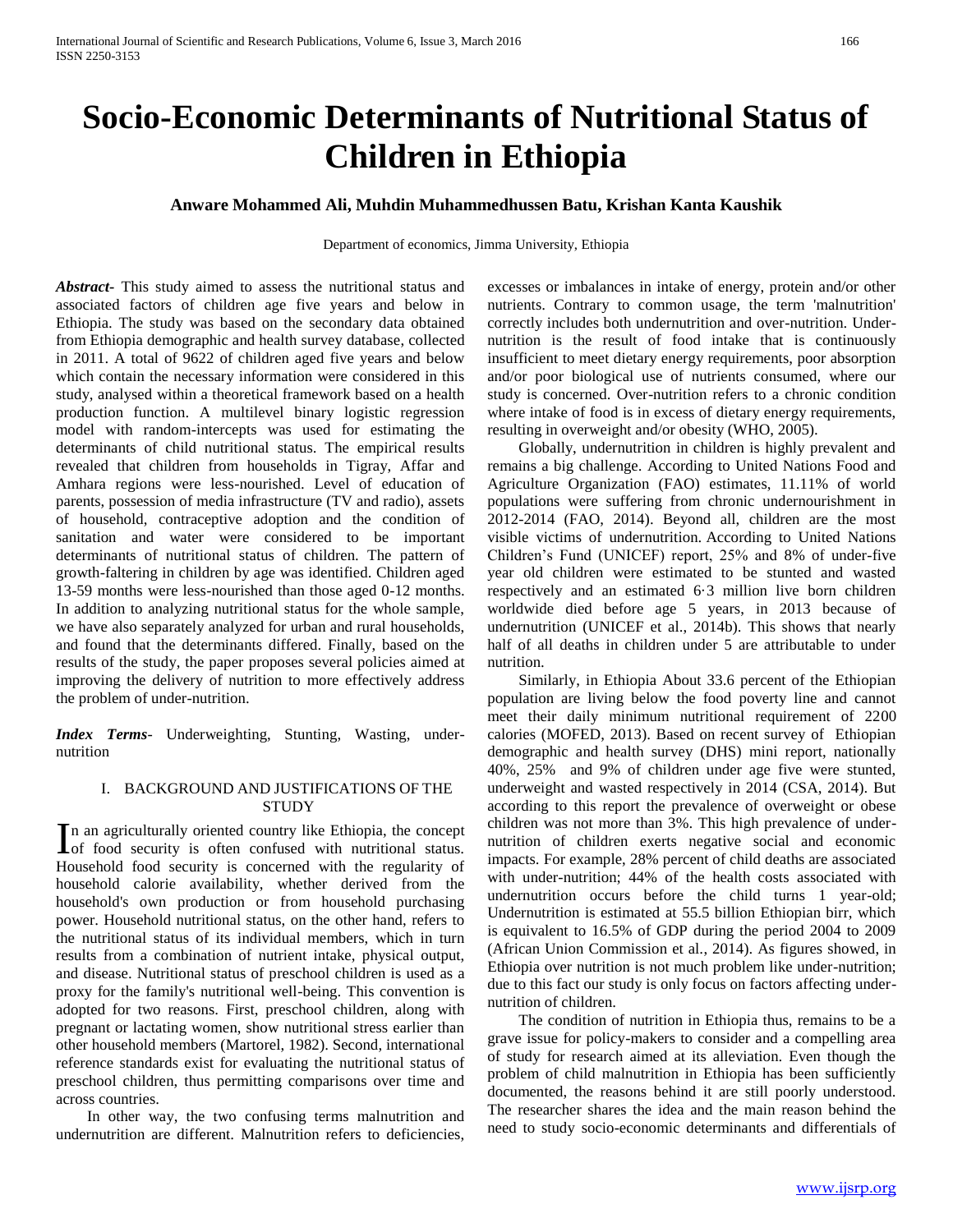# Socio-Economic Determinants of Nutritional Status of Children in Ethiopia

**Anware Mohammed Ali, Muhdin Muhammedhussen Batu, Krishan Kanta Kaushik**

Department of economics, Jimma University, Ethiopia

***Abstract***- This study aimed to assess the nutritional status and associated factors of children age five years and below in Ethiopia. The study was based on the secondary data obtained from Ethiopia demographic and health survey database, collected in 2011. A total of 9622 of children aged five years and below which contain the necessary information were considered in this study, analysed within a theoretical framework based on a health production function. A multilevel binary logistic regression model with random-intercepts was used for estimating the determinants of child nutritional status. The empirical results revealed that children from households in Tigray, Affar and Amhara regions were less-nourished. Level of education of parents, possession of media infrastructure (TV and radio), assets of household, contraceptive adoption and the condition of sanitation and water were considered to be important determinants of nutritional status of children. The pattern of growth-faltering in children by age was identified. Children aged 13-59 months were less-nourished than those aged 0-12 months. In addition to analyzing nutritional status for the whole sample, we have also separately analyzed for urban and rural households, and found that the determinants differed. Finally, based on the results of the study, the paper proposes several policies aimed at improving the delivery of nutrition to more effectively address the problem of under-nutrition.

***Index Terms***- Underweighting, Stunting, Wasting, under-nutrition

## I. BACKGROUND AND JUSTIFICATIONS OF THE STUDY

In an agriculturally oriented country like Ethiopia, the concept of food security is often confused with nutritional status. Household food security is concerned with the regularity of household calorie availability, whether derived from the household's own production or from household purchasing power. Household nutritional status, on the other hand, refers to the nutritional status of its individual members, which in turn results from a combination of nutrient intake, physical output, and disease. Nutritional status of preschool children is used as a proxy for the family's nutritional well-being. This convention is adopted for two reasons. First, preschool children, along with pregnant or lactating women, show nutritional stress earlier than other household members (Martorel, 1982). Second, international reference standards exist for evaluating the nutritional status of preschool children, thus permitting comparisons over time and across countries.

In other way, the two confusing terms malnutrition and undernutrition are different. Malnutrition refers to deficiencies, excesses or imbalances in intake of energy, protein and/or other nutrients. Contrary to common usage, the term 'malnutrition' correctly includes both undernutrition and over-nutrition. Under-nutrition is the result of food intake that is continuously insufficient to meet dietary energy requirements, poor absorption and/or poor biological use of nutrients consumed, where our study is concerned. Over-nutrition refers to a chronic condition where intake of food is in excess of dietary energy requirements, resulting in overweight and/or obesity (WHO, 2005).

Globally, undernutrition in children is highly prevalent and remains a big challenge. According to United Nations Food and Agriculture Organization (FAO) estimates, 11.11% of world populations were suffering from chronic undernourishment in 2012-2014 (FAO, 2014). Beyond all, children are the most visible victims of undernutrition. According to United Nations Children's Fund (UNICEF) report, 25% and 8% of under-five year old children were estimated to be stunted and wasted respectively and an estimated 6·3 million live born children worldwide died before age 5 years, in 2013 because of undernutrition (UNICEF et al., 2014b). This shows that nearly half of all deaths in children under 5 are attributable to under nutrition.

Similarly, in Ethiopia About 33.6 percent of the Ethiopian population are living below the food poverty line and cannot meet their daily minimum nutritional requirement of 2200 calories (MOFED, 2013). Based on recent survey of Ethiopian demographic and health survey (DHS) mini report, nationally 40%, 25% and 9% of children under age five were stunted, underweight and wasted respectively in 2014 (CSA, 2014). But according to this report the prevalence of overweight or obese children was not more than 3%. This high prevalence of under-nutrition of children exerts negative social and economic impacts. For example, 28% percent of child deaths are associated with under-nutrition; 44% of the health costs associated with undernutrition occurs before the child turns 1 year-old; Undernutrition is estimated at 55.5 billion Ethiopian birr, which is equivalent to 16.5% of GDP during the period 2004 to 2009 (African Union Commission et al., 2014). As figures showed, in Ethiopia over nutrition is not much problem like under-nutrition; due to this fact our study is only focus on factors affecting under-nutrition of children.

The condition of nutrition in Ethiopia thus, remains to be a grave issue for policy-makers to consider and a compelling area of study for research aimed at its alleviation. Even though the problem of child malnutrition in Ethiopia has been sufficiently documented, the reasons behind it are still poorly understood. The researcher shares the idea and the main reason behind the need to study socio-economic determinants and differentials of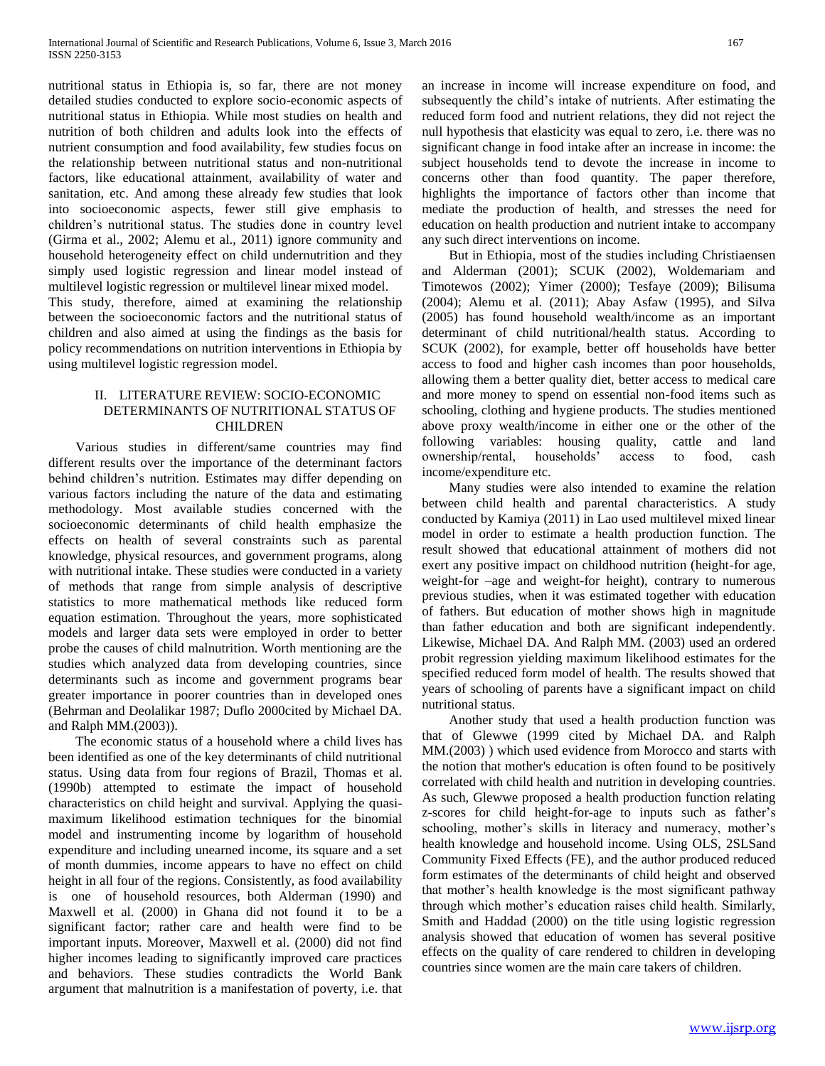nutritional status in Ethiopia is, so far, there are not money detailed studies conducted to explore socio-economic aspects of nutritional status in Ethiopia. While most studies on health and nutrition of both children and adults look into the effects of nutrient consumption and food availability, few studies focus on the relationship between nutritional status and non-nutritional factors, like educational attainment, availability of water and sanitation, etc. And among these already few studies that look into socioeconomic aspects, fewer still give emphasis to children's nutritional status. The studies done in country level (Girma et al., 2002; Alemu et al., 2011) ignore community and household heterogeneity effect on child undernutrition and they simply used logistic regression and linear model instead of multilevel logistic regression or multilevel linear mixed model.

This study, therefore, aimed at examining the relationship between the socioeconomic factors and the nutritional status of children and also aimed at using the findings as the basis for policy recommendations on nutrition interventions in Ethiopia by using multilevel logistic regression model.

## II. LITERATURE REVIEW: SOCIO-ECONOMIC DETERMINANTS OF NUTRITIONAL STATUS OF CHILDREN

Various studies in different/same countries may find different results over the importance of the determinant factors behind children's nutrition. Estimates may differ depending on various factors including the nature of the data and estimating methodology. Most available studies concerned with the socioeconomic determinants of child health emphasize the effects on health of several constraints such as parental knowledge, physical resources, and government programs, along with nutritional intake. These studies were conducted in a variety of methods that range from simple analysis of descriptive statistics to more mathematical methods like reduced form equation estimation. Throughout the years, more sophisticated models and larger data sets were employed in order to better probe the causes of child malnutrition. Worth mentioning are the studies which analyzed data from developing countries, since determinants such as income and government programs bear greater importance in poorer countries than in developed ones (Behrman and Deolalikar 1987; Duflo 2000cited by Michael DA. and Ralph MM.(2003)).

The economic status of a household where a child lives has been identified as one of the key determinants of child nutritional status. Using data from four regions of Brazil, Thomas et al. (1990b) attempted to estimate the impact of household characteristics on child height and survival. Applying the quasi-maximum likelihood estimation techniques for the binomial model and instrumenting income by logarithm of household expenditure and including unearned income, its square and a set of month dummies, income appears to have no effect on child height in all four of the regions. Consistently, as food availability is one of household resources, both Alderman (1990) and Maxwell et al. (2000) in Ghana did not found it to be a significant factor; rather care and health were find to be important inputs. Moreover, Maxwell et al. (2000) did not find higher incomes leading to significantly improved care practices and behaviors. These studies contradicts the World Bank argument that malnutrition is a manifestation of poverty, i.e. that an increase in income will increase expenditure on food, and subsequently the child's intake of nutrients. After estimating the reduced form food and nutrient relations, they did not reject the null hypothesis that elasticity was equal to zero, i.e. there was no significant change in food intake after an increase in income: the subject households tend to devote the increase in income to concerns other than food quantity. The paper therefore, highlights the importance of factors other than income that mediate the production of health, and stresses the need for education on health production and nutrient intake to accompany any such direct interventions on income.

But in Ethiopia, most of the studies including Christiaensen and Alderman (2001); SCUK (2002), Woldemariam and Timotewos (2002); Yimer (2000); Tesfaye (2009); Bilisuma (2004); Alemu et al. (2011); Abay Asfaw (1995), and Silva (2005) has found household wealth/income as an important determinant of child nutritional/health status. According to SCUK (2002), for example, better off households have better access to food and higher cash incomes than poor households, allowing them a better quality diet, better access to medical care and more money to spend on essential non-food items such as schooling, clothing and hygiene products. The studies mentioned above proxy wealth/income in either one or the other of the following variables: housing quality, cattle and land ownership/rental, households' access to food, cash income/expenditure etc.

Many studies were also intended to examine the relation between child health and parental characteristics. A study conducted by Kamiya (2011) in Lao used multilevel mixed linear model in order to estimate a health production function. The result showed that educational attainment of mothers did not exert any positive impact on childhood nutrition (height-for age, weight-for –age and weight-for height), contrary to numerous previous studies, when it was estimated together with education of fathers. But education of mother shows high in magnitude than father education and both are significant independently. Likewise, Michael DA. And Ralph MM. (2003) used an ordered probit regression yielding maximum likelihood estimates for the specified reduced form model of health. The results showed that years of schooling of parents have a significant impact on child nutritional status.

Another study that used a health production function was that of Glewwe (1999 cited by Michael DA. and Ralph MM.(2003) ) which used evidence from Morocco and starts with the notion that mother's education is often found to be positively correlated with child health and nutrition in developing countries. As such, Glewwe proposed a health production function relating z-scores for child height-for-age to inputs such as father's schooling, mother's skills in literacy and numeracy, mother's health knowledge and household income. Using OLS, 2SLSand Community Fixed Effects (FE), and the author produced reduced form estimates of the determinants of child height and observed that mother's health knowledge is the most significant pathway through which mother's education raises child health. Similarly, Smith and Haddad (2000) on the title using logistic regression analysis showed that education of women has several positive effects on the quality of care rendered to children in developing countries since women are the main care takers of children.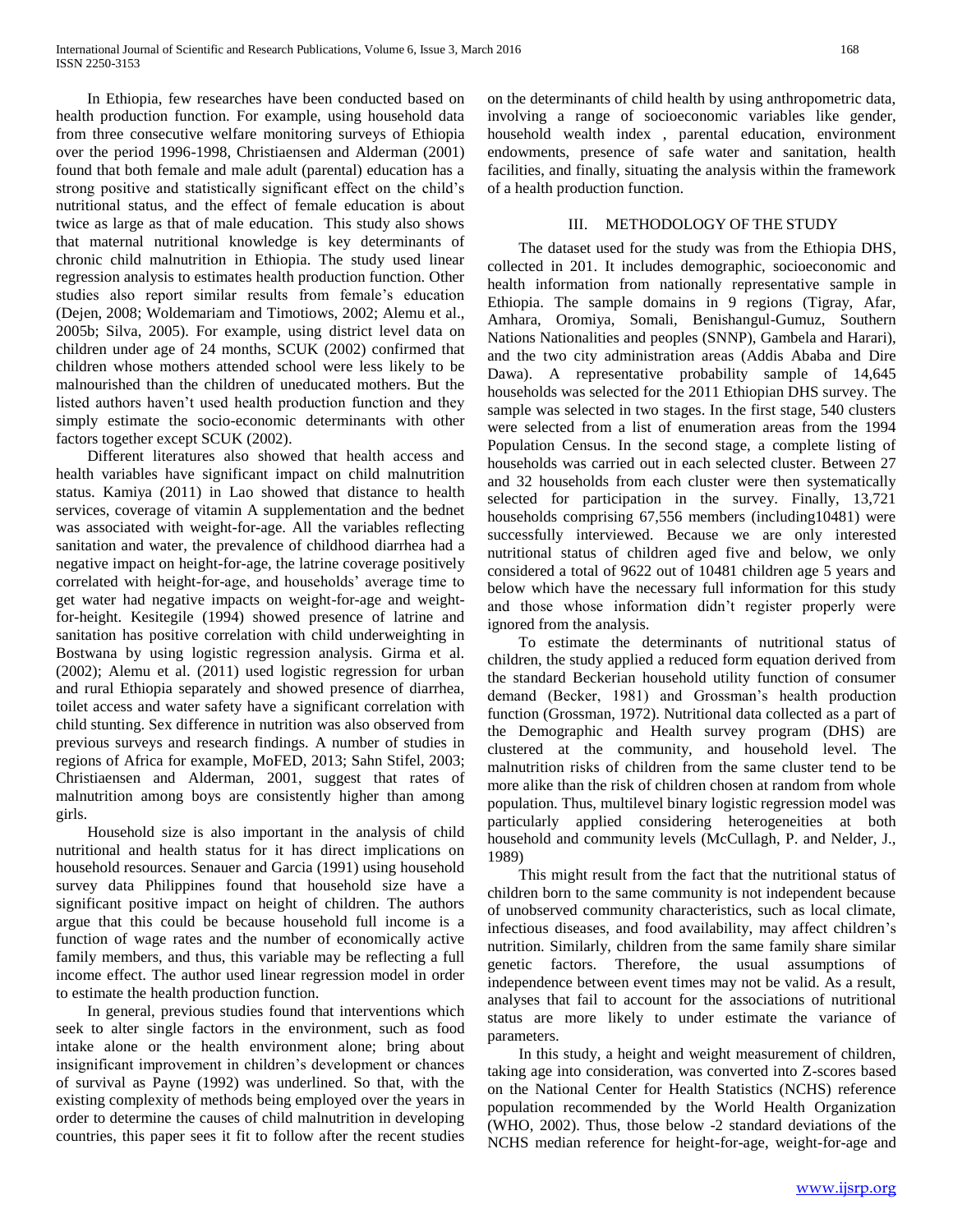In Ethiopia, few researches have been conducted based on health production function. For example, using household data from three consecutive welfare monitoring surveys of Ethiopia over the period 1996-1998, Christiaensen and Alderman (2001) found that both female and male adult (parental) education has a strong positive and statistically significant effect on the child's nutritional status, and the effect of female education is about twice as large as that of male education. This study also shows that maternal nutritional knowledge is key determinants of chronic child malnutrition in Ethiopia. The study used linear regression analysis to estimates health production function. Other studies also report similar results from female's education (Dejen, 2008; Woldemariam and Timotiows, 2002; Alemu et al., 2005b; Silva, 2005). For example, using district level data on children under age of 24 months, SCUK (2002) confirmed that children whose mothers attended school were less likely to be malnourished than the children of uneducated mothers. But the listed authors haven't used health production function and they simply estimate the socio-economic determinants with other factors together except SCUK (2002).

Different literatures also showed that health access and health variables have significant impact on child malnutrition status. Kamiya (2011) in Lao showed that distance to health services, coverage of vitamin A supplementation and the bednet was associated with weight-for-age. All the variables reflecting sanitation and water, the prevalence of childhood diarrhea had a negative impact on height-for-age, the latrine coverage positively correlated with height-for-age, and households' average time to get water had negative impacts on weight-for-age and weight-for-height. Kesitegile (1994) showed presence of latrine and sanitation has positive correlation with child underweighting in Bostwana by using logistic regression analysis. Girma et al. (2002); Alemu et al. (2011) used logistic regression for urban and rural Ethiopia separately and showed presence of diarrhea, toilet access and water safety have a significant correlation with child stunting. Sex difference in nutrition was also observed from previous surveys and research findings. A number of studies in regions of Africa for example, MoFED, 2013; Sahn Stifel, 2003; Christiaensen and Alderman, 2001, suggest that rates of malnutrition among boys are consistently higher than among girls.

Household size is also important in the analysis of child nutritional and health status for it has direct implications on household resources. Senauer and Garcia (1991) using household survey data Philippines found that household size have a significant positive impact on height of children. The authors argue that this could be because household full income is a function of wage rates and the number of economically active family members, and thus, this variable may be reflecting a full income effect. The author used linear regression model in order to estimate the health production function.

In general, previous studies found that interventions which seek to alter single factors in the environment, such as food intake alone or the health environment alone; bring about insignificant improvement in children's development or chances of survival as Payne (1992) was underlined. So that, with the existing complexity of methods being employed over the years in order to determine the causes of child malnutrition in developing countries, this paper sees it fit to follow after the recent studies on the determinants of child health by using anthropometric data, involving a range of socioeconomic variables like gender, household wealth index , parental education, environment endowments, presence of safe water and sanitation, health facilities, and finally, situating the analysis within the framework of a health production function.

## III. METHODOLOGY OF THE STUDY

The dataset used for the study was from the Ethiopia DHS, collected in 201. It includes demographic, socioeconomic and health information from nationally representative sample in Ethiopia. The sample domains in 9 regions (Tigray, Afar, Amhara, Oromiya, Somali, Benishangul-Gumuz, Southern Nations Nationalities and peoples (SNNP), Gambela and Harari), and the two city administration areas (Addis Ababa and Dire Dawa). A representative probability sample of 14,645 households was selected for the 2011 Ethiopian DHS survey. The sample was selected in two stages. In the first stage, 540 clusters were selected from a list of enumeration areas from the 1994 Population Census. In the second stage, a complete listing of households was carried out in each selected cluster. Between 27 and 32 households from each cluster were then systematically selected for participation in the survey. Finally, 13,721 households comprising 67,556 members (including10481) were successfully interviewed. Because we are only interested nutritional status of children aged five and below, we only considered a total of 9622 out of 10481 children age 5 years and below which have the necessary full information for this study and those whose information didn't register properly were ignored from the analysis.

To estimate the determinants of nutritional status of children, the study applied a reduced form equation derived from the standard Beckerian household utility function of consumer demand (Becker, 1981) and Grossman's health production function (Grossman, 1972). Nutritional data collected as a part of the Demographic and Health survey program (DHS) are clustered at the community, and household level. The malnutrition risks of children from the same cluster tend to be more alike than the risk of children chosen at random from whole population. Thus, multilevel binary logistic regression model was particularly applied considering heterogeneities at both household and community levels (McCullagh, P. and Nelder, J., 1989)

This might result from the fact that the nutritional status of children born to the same community is not independent because of unobserved community characteristics, such as local climate, infectious diseases, and food availability, may affect children's nutrition. Similarly, children from the same family share similar genetic factors. Therefore, the usual assumptions of independence between event times may not be valid. As a result, analyses that fail to account for the associations of nutritional status are more likely to under estimate the variance of parameters.

In this study, a height and weight measurement of children, taking age into consideration, was converted into Z-scores based on the National Center for Health Statistics (NCHS) reference population recommended by the World Health Organization (WHO, 2002). Thus, those below -2 standard deviations of the NCHS median reference for height-for-age, weight-for-age and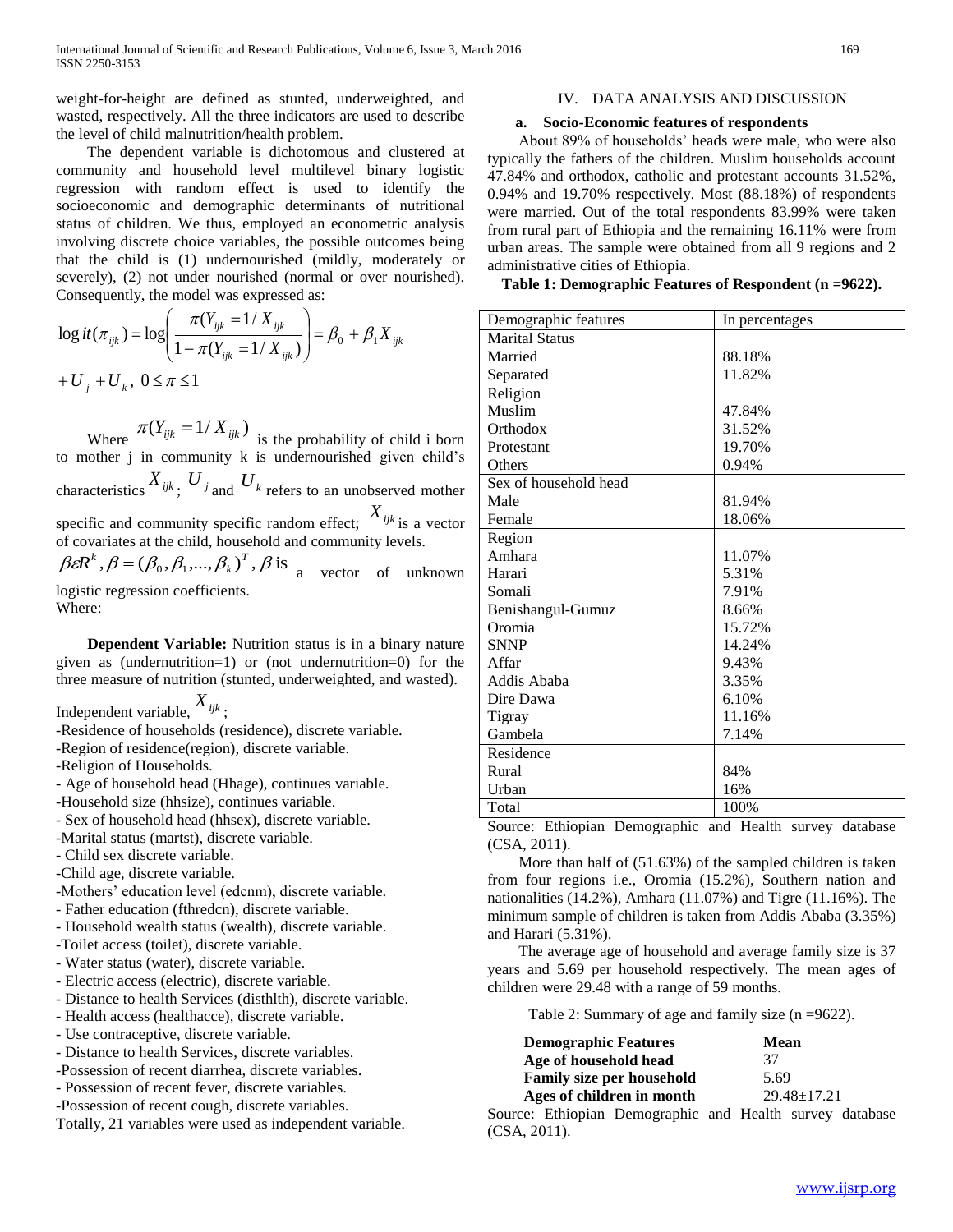weight-for-height are defined as stunted, underweighted, and wasted, respectively. All the three indicators are used to describe the level of child malnutrition/health problem.

The dependent variable is dichotomous and clustered at community and household level multilevel binary logistic regression with random effect is used to identify the socioeconomic and demographic determinants of nutritional status of children. We thus, employed an econometric analysis involving discrete choice variables, the possible outcomes being that the child is (1) undernourished (mildly, moderately or severely), (2) not under nourished (normal or over nourished). Consequently, the model was expressed as:

$$\log it(\pi_{ijk}) = \log\left(\frac{\pi(Y_{ijk} = 1/X_{ijk})}{1-\pi(Y_{ijk} = 1/X_{ijk})}\right) = \beta_0 + \beta_1 X_{ijk}$$

$$+U_j + U_k,\ 0 \le \pi \le 1$$

Where $\pi(Y_{ijk} = 1/X_{ijk})$ is the probability of child i born to mother j in community k is undernourished given child's characteristics $X_{ijk}$; $U_j$ and $U_k$ refers to an unobserved mother specific and community specific random effect; $X_{ijk}$ is a vector of covariates at the child, household and community levels. $\beta \varepsilon R^k, \beta = (\beta_0, \beta_1, ..., \beta_k)^T, \beta$ is a vector of unknown logistic regression coefficients.
Where:

**Dependent Variable:** Nutrition status is in a binary nature given as (undernutrition=1) or (not undernutrition=0) for the three measure of nutrition (stunted, underweighted, and wasted).

Independent variable, $X_{ijk}$;
-Residence of households (residence), discrete variable.
-Region of residence(region), discrete variable.
-Religion of Households.
- Age of household head (Hhage), continues variable.
-Household size (hhsize), continues variable.
- Sex of household head (hhsex), discrete variable.
-Marital status (martst), discrete variable.
- Child sex discrete variable.
-Child age, discrete variable.
-Mothers' education level (edcnm), discrete variable.
- Father education (fthredcn), discrete variable.
- Household wealth status (wealth), discrete variable.
-Toilet access (toilet), discrete variable.
- Water status (water), discrete variable.
- Electric access (electric), discrete variable.
- Distance to health Services (disthlth), discrete variable.
- Health access (healthacce), discrete variable.
- Use contraceptive, discrete variable.
- Distance to health Services, discrete variables.
-Possession of recent diarrhea, discrete variables.
- Possession of recent fever, discrete variables.
-Possession of recent cough, discrete variables.
Totally, 21 variables were used as independent variable.

## IV. DATA ANALYSIS AND DISCUSSION

### a. Socio-Economic features of respondents

About 89% of households' heads were male, who were also typically the fathers of the children. Muslim households account 47.84% and orthodox, catholic and protestant accounts 31.52%, 0.94% and 19.70% respectively. Most (88.18%) of respondents were married. Out of the total respondents 83.99% were taken from rural part of Ethiopia and the remaining 16.11% were from urban areas. The sample were obtained from all 9 regions and 2 administrative cities of Ethiopia.

**Table 1: Demographic Features of Respondent (n =9622).**

| Demographic features | In percentages |
|---|---|
| Marital Status | |
| Married | 88.18% |
| Separated | 11.82% |
| Religion | |
| Muslim | 47.84% |
| Orthodox | 31.52% |
| Protestant | 19.70% |
| Others | 0.94% |
| Sex of household head | |
| Male | 81.94% |
| Female | 18.06% |
| Region | |
| Amhara | 11.07% |
| Harari | 5.31% |
| Somali | 7.91% |
| Benishangul-Gumuz | 8.66% |
| Oromia | 15.72% |
| SNNP | 14.24% |
| Affar | 9.43% |
| Addis Ababa | 3.35% |
| Dire Dawa | 6.10% |
| Tigray | 11.16% |
| Gambela | 7.14% |
| Residence | |
| Rural | 84% |
| Urban | 16% |
| Total | 100% |

Source: Ethiopian Demographic and Health survey database (CSA, 2011).

More than half of (51.63%) of the sampled children is taken from four regions i.e., Oromia (15.2%), Southern nation and nationalities (14.2%), Amhara (11.07%) and Tigre (11.16%). The minimum sample of children is taken from Addis Ababa (3.35%) and Harari (5.31%).

The average age of household and average family size is 37 years and 5.69 per household respectively. The mean ages of children were 29.48 with a range of 59 months.

Table 2: Summary of age and family size (n =9622).

| Demographic Features | Mean |
|---|---|
| Age of household head | 37 |
| Family size per household | 5.69 |
| Ages of children in month | 29.48±17.21 |

Source: Ethiopian Demographic and Health survey database (CSA, 2011).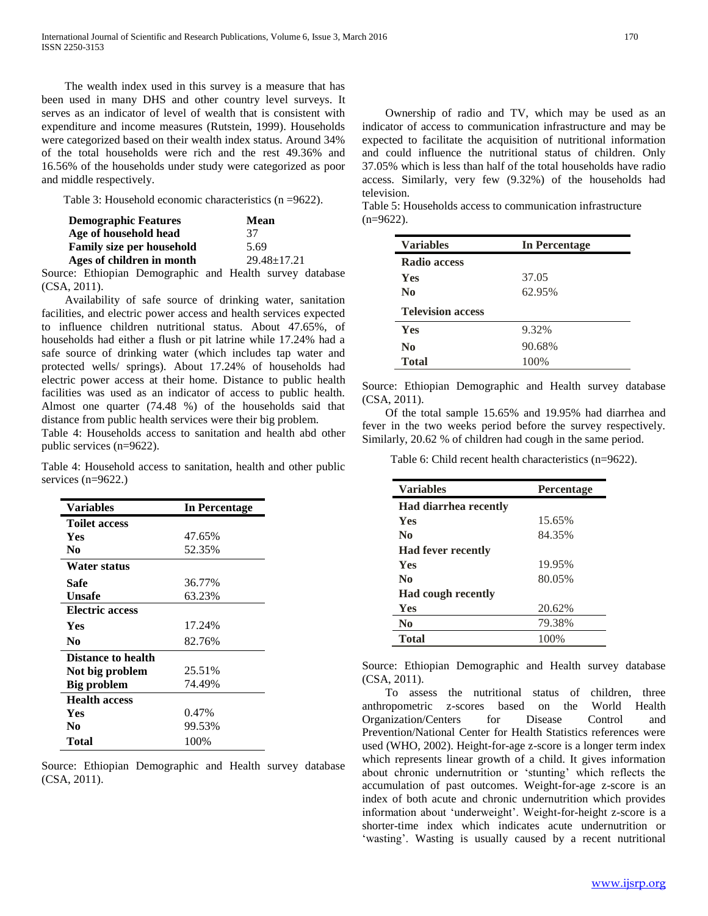The wealth index used in this survey is a measure that has been used in many DHS and other country level surveys. It serves as an indicator of level of wealth that is consistent with expenditure and income measures (Rutstein, 1999). Households were categorized based on their wealth index status. Around 34% of the total households were rich and the rest 49.36% and 16.56% of the households under study were categorized as poor and middle respectively.

Table 3: Household economic characteristics (n =9622).

| Demographic Features | Mean |
|---|---|
| **Age of household head** | 37 |
| **Family size per household** | 5.69 |
| **Ages of children in month** | 29.48±17.21 |

Source: Ethiopian Demographic and Health survey database (CSA, 2011).

Availability of safe source of drinking water, sanitation facilities, and electric power access and health services expected to influence children nutritional status. About 47.65%, of households had either a flush or pit latrine while 17.24% had a safe source of drinking water (which includes tap water and protected wells/ springs). About 17.24% of households had electric power access at their home. Distance to public health facilities was used as an indicator of access to public health. Almost one quarter (74.48 %) of the households said that distance from public health services were their big problem.

Table 4: Households access to sanitation and health abd other public services (n=9622).

Table 4: Household access to sanitation, health and other public services (n=9622.)

| Variables | In Percentage |
|---|---|
| **Toilet access** | |
| **Yes** | 47.65% |
| **No** | 52.35% |
| **Water status** | |
| **Safe** | 36.77% |
| **Unsafe** | 63.23% |
| **Electric access** | |
| **Yes** | 17.24% |
| **No** | 82.76% |
| **Distance to health** | |
| **Not big problem** | 25.51% |
| **Big problem** | 74.49% |
| **Health access** | |
| **Yes** | 0.47% |
| **No** | 99.53% |
| **Total** | 100% |

Source: Ethiopian Demographic and Health survey database (CSA, 2011).

Ownership of radio and TV, which may be used as an indicator of access to communication infrastructure and may be expected to facilitate the acquisition of nutritional information and could influence the nutritional status of children. Only 37.05% which is less than half of the total households have radio access. Similarly, very few (9.32%) of the households had television.

Table 5: Households access to communication infrastructure (n=9622).

| Variables | In Percentage |
|---|---|
| **Radio access** | |
| **Yes** | 37.05 |
| **No** | 62.95% |
| **Television access** | |
| **Yes** | 9.32% |
| **No** | 90.68% |
| **Total** | 100% |

Source: Ethiopian Demographic and Health survey database (CSA, 2011).

Of the total sample 15.65% and 19.95% had diarrhea and fever in the two weeks period before the survey respectively. Similarly, 20.62 % of children had cough in the same period.

Table 6: Child recent health characteristics (n=9622).

| Variables | Percentage |
|---|---|
| **Had diarrhea recently** | |
| **Yes** | 15.65% |
| **No** | 84.35% |
| **Had fever recently** | |
| **Yes** | 19.95% |
| **No** | 80.05% |
| **Had cough recently** | |
| **Yes** | 20.62% |
| **No** | 79.38% |
| **Total** | 100% |

Source: Ethiopian Demographic and Health survey database (CSA, 2011).

To assess the nutritional status of children, three anthropometric z-scores based on the World Health Organization/Centers for Disease Control and Prevention/National Center for Health Statistics references were used (WHO, 2002). Height-for-age z-score is a longer term index which represents linear growth of a child. It gives information about chronic undernutrition or 'stunting' which reflects the accumulation of past outcomes. Weight-for-age z-score is an index of both acute and chronic undernutrition which provides information about 'underweight'. Weight-for-height z-score is a shorter-time index which indicates acute undernutrition or 'wasting'. Wasting is usually caused by a recent nutritional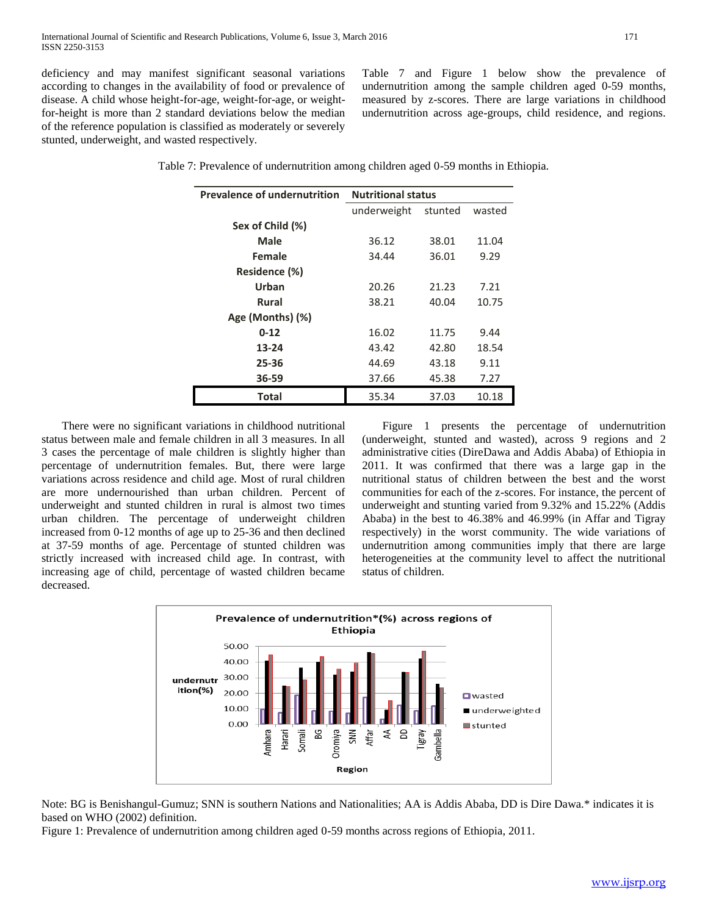deficiency and may manifest significant seasonal variations according to changes in the availability of food or prevalence of disease. A child whose height-for-age, weight-for-age, or weight-for-height is more than 2 standard deviations below the median of the reference population is classified as moderately or severely stunted, underweight, and wasted respectively.

Table 7 and Figure 1 below show the prevalence of undernutrition among the sample children aged 0-59 months, measured by z-scores. There are large variations in childhood undernutrition across age-groups, child residence, and regions.

Table 7: Prevalence of undernutrition among children aged 0-59 months in Ethiopia.

| Prevalence of undernutrition | Nutritional status | | |
|---|---|---|---|
| | underweight | stunted | wasted |
| **Sex of Child (%)** | | | |
| **Male** | 36.12 | 38.01 | 11.04 |
| **Female** | 34.44 | 36.01 | 9.29 |
| **Residence (%)** | | | |
| **Urban** | 20.26 | 21.23 | 7.21 |
| **Rural** | 38.21 | 40.04 | 10.75 |
| **Age (Months) (%)** | | | |
| **0-12** | 16.02 | 11.75 | 9.44 |
| **13-24** | 43.42 | 42.80 | 18.54 |
| **25-36** | 44.69 | 43.18 | 9.11 |
| **36-59** | 37.66 | 45.38 | 7.27 |
| **Total** | 35.34 | 37.03 | 10.18 |

There were no significant variations in childhood nutritional status between male and female children in all 3 measures. In all 3 cases the percentage of male children is slightly higher than percentage of undernutrition females. But, there were large variations across residence and child age. Most of rural children are more undernourished than urban children. Percent of underweight and stunted children in rural is almost two times urban children. The percentage of underweight children increased from 0-12 months of age up to 25-36 and then declined at 37-59 months of age. Percentage of stunted children was strictly increased with increased child age. In contrast, with increasing age of child, percentage of wasted children became decreased.

Figure 1 presents the percentage of undernutrition (underweight, stunted and wasted), across 9 regions and 2 administrative cities (DireDawa and Addis Ababa) of Ethiopia in 2011. It was confirmed that there was a large gap in the nutritional status of children between the best and the worst communities for each of the z-scores. For instance, the percent of underweight and stunting varied from 9.32% and 15.22% (Addis Ababa) in the best to 46.38% and 46.99% (in Affar and Tigray respectively) in the worst community. The wide variations of undernutrition among communities imply that there are large heterogeneities at the community level to affect the nutritional status of children.

Note: BG is Benishangul-Gumuz; SNN is southern Nations and Nationalities; AA is Addis Ababa, DD is Dire Dawa.* indicates it is based on WHO (2002) definition.

Figure 1: Prevalence of undernutrition among children aged 0-59 months across regions of Ethiopia, 2011.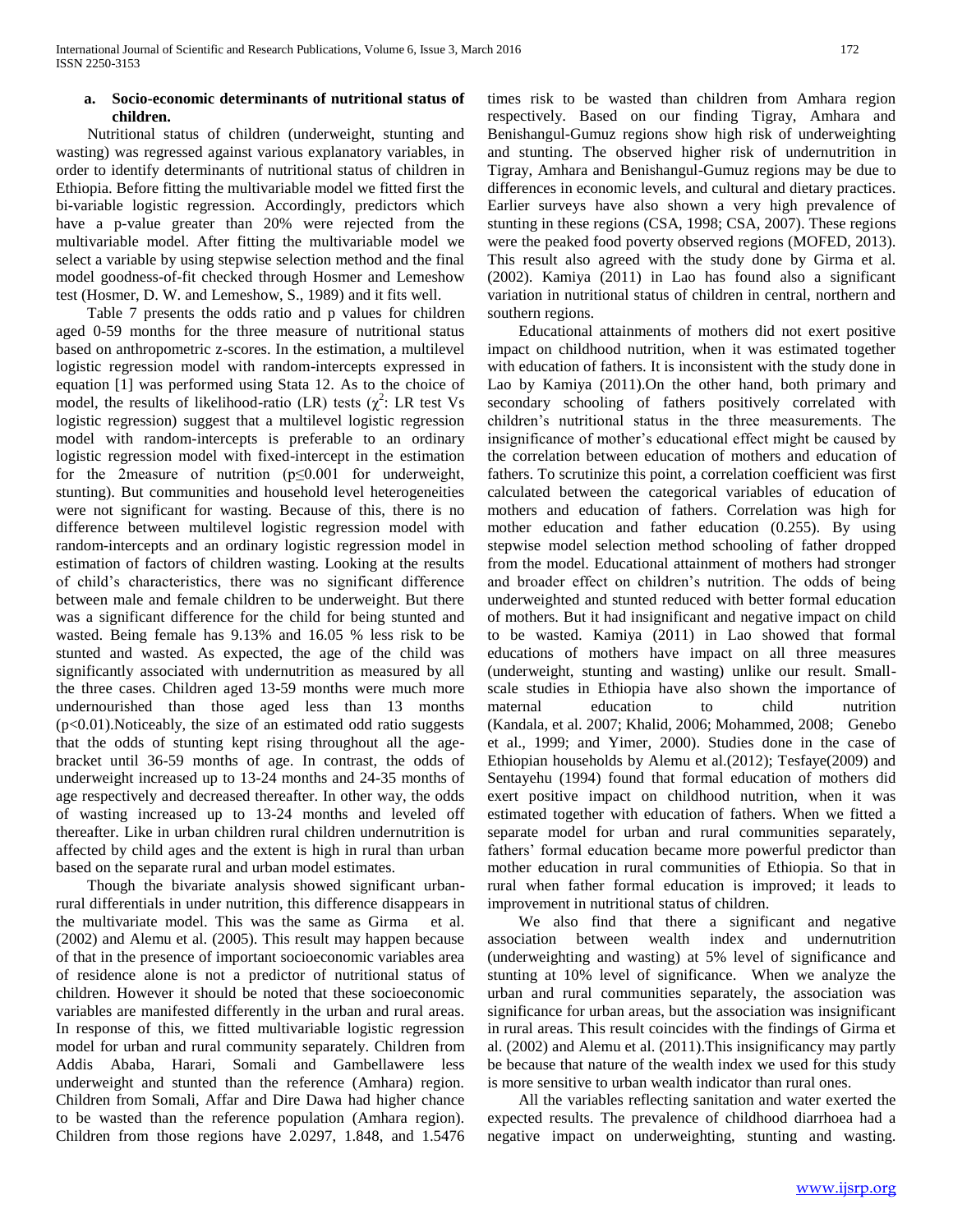### a. Socio-economic determinants of nutritional status of children.

Nutritional status of children (underweight, stunting and wasting) was regressed against various explanatory variables, in order to identify determinants of nutritional status of children in Ethiopia. Before fitting the multivariable model we fitted first the bi-variable logistic regression. Accordingly, predictors which have a p-value greater than 20% were rejected from the multivariable model. After fitting the multivariable model we select a variable by using stepwise selection method and the final model goodness-of-fit checked through Hosmer and Lemeshow test (Hosmer, D. W. and Lemeshow, S., 1989) and it fits well.

Table 7 presents the odds ratio and p values for children aged 0-59 months for the three measure of nutritional status based on anthropometric z-scores. In the estimation, a multilevel logistic regression model with random-intercepts expressed in equation [1] was performed using Stata 12. As to the choice of model, the results of likelihood-ratio (LR) tests ($\chi^2$: LR test Vs logistic regression) suggest that a multilevel logistic regression model with random-intercepts is preferable to an ordinary logistic regression model with fixed-intercept in the estimation for the 2measure of nutrition ($p \leq 0.001$ for underweight, stunting). But communities and household level heterogeneities were not significant for wasting. Because of this, there is no difference between multilevel logistic regression model with random-intercepts and an ordinary logistic regression model in estimation of factors of children wasting. Looking at the results of child's characteristics, there was no significant difference between male and female children to be underweight. But there was a significant difference for the child for being stunted and wasted. Being female has 9.13% and 16.05 % less risk to be stunted and wasted. As expected, the age of the child was significantly associated with undernutrition as measured by all the three cases. Children aged 13-59 months were much more undernourished than those aged less than 13 months ($p<0.01$).Noticeably, the size of an estimated odd ratio suggests that the odds of stunting kept rising throughout all the age-bracket until 36-59 months of age. In contrast, the odds of underweight increased up to 13-24 months and 24-35 months of age respectively and decreased thereafter. In other way, the odds of wasting increased up to 13-24 months and leveled off thereafter. Like in urban children rural children undernutrition is affected by child ages and the extent is high in rural than urban based on the separate rural and urban model estimates.

Though the bivariate analysis showed significant urban-rural differentials in under nutrition, this difference disappears in the multivariate model. This was the same as Girma et al. (2002) and Alemu et al. (2005). This result may happen because of that in the presence of important socioeconomic variables area of residence alone is not a predictor of nutritional status of children. However it should be noted that these socioeconomic variables are manifested differently in the urban and rural areas. In response of this, we fitted multivariable logistic regression model for urban and rural community separately. Children from Addis Ababa, Harari, Somali and Gambellawere less underweight and stunted than the reference (Amhara) region. Children from Somali, Affar and Dire Dawa had higher chance to be wasted than the reference population (Amhara region). Children from those regions have 2.0297, 1.848, and 1.5476 times risk to be wasted than children from Amhara region respectively. Based on our finding Tigray, Amhara and Benishangul-Gumuz regions show high risk of underweighting and stunting. The observed higher risk of undernutrition in Tigray, Amhara and Benishangul-Gumuz regions may be due to differences in economic levels, and cultural and dietary practices. Earlier surveys have also shown a very high prevalence of stunting in these regions (CSA, 1998; CSA, 2007). These regions were the peaked food poverty observed regions (MOFED, 2013). This result also agreed with the study done by Girma et al. (2002). Kamiya (2011) in Lao has found also a significant variation in nutritional status of children in central, northern and southern regions.

Educational attainments of mothers did not exert positive impact on childhood nutrition, when it was estimated together with education of fathers. It is inconsistent with the study done in Lao by Kamiya (2011).On the other hand, both primary and secondary schooling of fathers positively correlated with children's nutritional status in the three measurements. The insignificance of mother's educational effect might be caused by the correlation between education of mothers and education of fathers. To scrutinize this point, a correlation coefficient was first calculated between the categorical variables of education of mothers and education of fathers. Correlation was high for mother education and father education (0.255). By using stepwise model selection method schooling of father dropped from the model. Educational attainment of mothers had stronger and broader effect on children's nutrition. The odds of being underweighted and stunted reduced with better formal education of mothers. But it had insignificant and negative impact on child to be wasted. Kamiya (2011) in Lao showed that formal educations of mothers have impact on all three measures (underweight, stunting and wasting) unlike our result. Small-scale studies in Ethiopia have also shown the importance of maternal education to child nutrition (Kandala, et al. 2007; Khalid, 2006; Mohammed, 2008; Genebo et al., 1999; and Yimer, 2000). Studies done in the case of Ethiopian households by Alemu et al.(2012); Tesfaye(2009) and Sentayehu (1994) found that formal education of mothers did exert positive impact on childhood nutrition, when it was estimated together with education of fathers. When we fitted a separate model for urban and rural communities separately, fathers' formal education became more powerful predictor than mother education in rural communities of Ethiopia. So that in rural when father formal education is improved; it leads to improvement in nutritional status of children.

We also find that there a significant and negative association between wealth index and undernutrition (underweighting and wasting) at 5% level of significance and stunting at 10% level of significance. When we analyze the urban and rural communities separately, the association was significance for urban areas, but the association was insignificant in rural areas. This result coincides with the findings of Girma et al. (2002) and Alemu et al. (2011).This insignificancy may partly be because that nature of the wealth index we used for this study is more sensitive to urban wealth indicator than rural ones.

All the variables reflecting sanitation and water exerted the expected results. The prevalence of childhood diarrhoea had a negative impact on underweighting, stunting and wasting.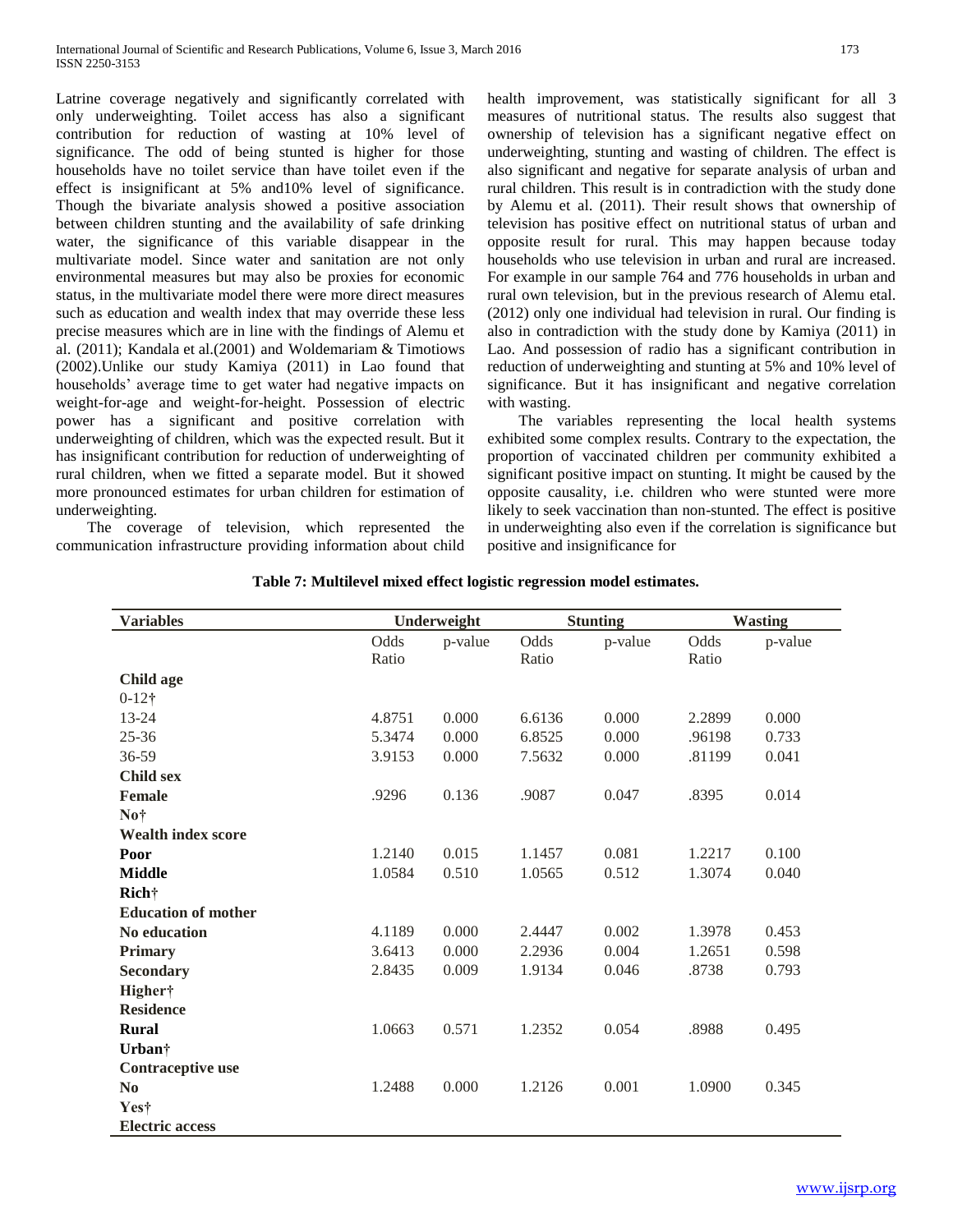Latrine coverage negatively and significantly correlated with only underweighting. Toilet access has also a significant contribution for reduction of wasting at 10% level of significance. The odd of being stunted is higher for those households have no toilet service than have toilet even if the effect is insignificant at 5% and10% level of significance. Though the bivariate analysis showed a positive association between children stunting and the availability of safe drinking water, the significance of this variable disappear in the multivariate model. Since water and sanitation are not only environmental measures but may also be proxies for economic status, in the multivariate model there were more direct measures such as education and wealth index that may override these less precise measures which are in line with the findings of Alemu et al. (2011); Kandala et al.(2001) and Woldemariam & Timotiows (2002).Unlike our study Kamiya (2011) in Lao found that households' average time to get water had negative impacts on weight-for-age and weight-for-height. Possession of electric power has a significant and positive correlation with underweighting of children, which was the expected result. But it has insignificant contribution for reduction of underweighting of rural children, when we fitted a separate model. But it showed more pronounced estimates for urban children for estimation of underweighting.

The coverage of television, which represented the communication infrastructure providing information about child health improvement, was statistically significant for all 3 measures of nutritional status. The results also suggest that ownership of television has a significant negative effect on underweighting, stunting and wasting of children. The effect is also significant and negative for separate analysis of urban and rural children. This result is in contradiction with the study done by Alemu et al. (2011). Their result shows that ownership of television has positive effect on nutritional status of urban and opposite result for rural. This may happen because today households who use television in urban and rural are increased. For example in our sample 764 and 776 households in urban and rural own television, but in the previous research of Alemu etal. (2012) only one individual had television in rural. Our finding is also in contradiction with the study done by Kamiya (2011) in Lao. And possession of radio has a significant contribution in reduction of underweighting and stunting at 5% and 10% level of significance. But it has insignificant and negative correlation with wasting.

The variables representing the local health systems exhibited some complex results. Contrary to the expectation, the proportion of vaccinated children per community exhibited a significant positive impact on stunting. It might be caused by the opposite causality, i.e. children who were stunted were more likely to seek vaccination than non-stunted. The effect is positive in underweighting also even if the correlation is significance but positive and insignificance for

**Table 7: Multilevel mixed effect logistic regression model estimates.**

| Variables | Underweight | | Stunting | | Wasting | |
|---|---|---|---|---|---|---|
| | Odds Ratio | p-value | Odds Ratio | p-value | Odds Ratio | p-value |
| **Child age** | | | | | | |
| 0-12† | | | | | | |
| 13-24 | 4.8751 | 0.000 | 6.6136 | 0.000 | 2.2899 | 0.000 |
| 25-36 | 5.3474 | 0.000 | 6.8525 | 0.000 | .96198 | 0.733 |
| 36-59 | 3.9153 | 0.000 | 7.5632 | 0.000 | .81199 | 0.041 |
| **Child sex** | | | | | | |
| **Female** | .9296 | 0.136 | .9087 | 0.047 | .8395 | 0.014 |
| **No†** | | | | | | |
| **Wealth index score** | | | | | | |
| **Poor** | 1.2140 | 0.015 | 1.1457 | 0.081 | 1.2217 | 0.100 |
| **Middle** | 1.0584 | 0.510 | 1.0565 | 0.512 | 1.3074 | 0.040 |
| **Rich†** | | | | | | |
| **Education of mother** | | | | | | |
| **No education** | 4.1189 | 0.000 | 2.4447 | 0.002 | 1.3978 | 0.453 |
| **Primary** | 3.6413 | 0.000 | 2.2936 | 0.004 | 1.2651 | 0.598 |
| **Secondary** | 2.8435 | 0.009 | 1.9134 | 0.046 | .8738 | 0.793 |
| **Higher†** | | | | | | |
| **Residence** | | | | | | |
| **Rural** | 1.0663 | 0.571 | 1.2352 | 0.054 | .8988 | 0.495 |
| **Urban†** | | | | | | |
| **Contraceptive use** | | | | | | |
| **No** | 1.2488 | 0.000 | 1.2126 | 0.001 | 1.0900 | 0.345 |
| **Yes†** | | | | | | |
| **Electric access** | | | | | | |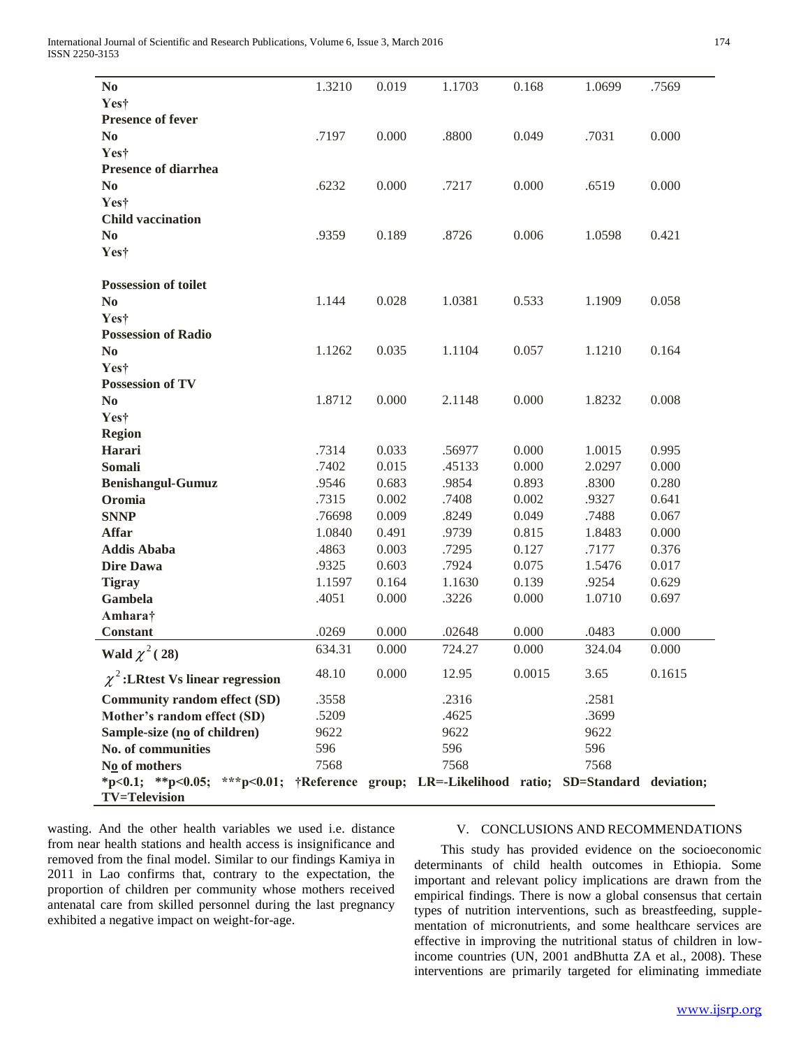| | | | | | | |
|---|---|---|---|---|---|---|
| **No** | 1.3210 | 0.019 | 1.1703 | 0.168 | 1.0699 | .7569 |
| **Yes†** | | | | | | |
| **Presence of fever** | | | | | | |
| **No** | .7197 | 0.000 | .8800 | 0.049 | .7031 | 0.000 |
| **Yes†** | | | | | | |
| **Presence of diarrhea** | | | | | | |
| **No** | .6232 | 0.000 | .7217 | 0.000 | .6519 | 0.000 |
| **Yes†** | | | | | | |
| **Child vaccination** | | | | | | |
| **No** | .9359 | 0.189 | .8726 | 0.006 | 1.0598 | 0.421 |
| **Yes†** | | | | | | |
| **Possession of toilet** | | | | | | |
| **No** | 1.144 | 0.028 | 1.0381 | 0.533 | 1.1909 | 0.058 |
| **Yes†** | | | | | | |
| **Possession of Radio** | | | | | | |
| **No** | 1.1262 | 0.035 | 1.1104 | 0.057 | 1.1210 | 0.164 |
| **Yes†** | | | | | | |
| **Possession of TV** | | | | | | |
| **No** | 1.8712 | 0.000 | 2.1148 | 0.000 | 1.8232 | 0.008 |
| **Yes†** | | | | | | |
| **Region** | | | | | | |
| **Harari** | .7314 | 0.033 | .56977 | 0.000 | 1.0015 | 0.995 |
| **Somali** | .7402 | 0.015 | .45133 | 0.000 | 2.0297 | 0.000 |
| **Benishangul-Gumuz** | .9546 | 0.683 | .9854 | 0.893 | .8300 | 0.280 |
| **Oromia** | .7315 | 0.002 | .7408 | 0.002 | .9327 | 0.641 |
| **SNNP** | .76698 | 0.009 | .8249 | 0.049 | .7488 | 0.067 |
| **Affar** | 1.0840 | 0.491 | .9739 | 0.815 | 1.8483 | 0.000 |
| **Addis Ababa** | .4863 | 0.003 | .7295 | 0.127 | .7177 | 0.376 |
| **Dire Dawa** | .9325 | 0.603 | .7924 | 0.075 | 1.5476 | 0.017 |
| **Tigray** | 1.1597 | 0.164 | 1.1630 | 0.139 | .9254 | 0.629 |
| **Gambela** | .4051 | 0.000 | .3226 | 0.000 | 1.0710 | 0.697 |
| **Amhara†** | | | | | | |
| **Constant** | .0269 | 0.000 | .02648 | 0.000 | .0483 | 0.000 |
| **Wald $\chi^2$(28)** | 634.31 | 0.000 | 724.27 | 0.000 | 324.04 | 0.000 |
| **$\chi^2$:LRtest Vs linear regression** | 48.10 | 0.000 | 12.95 | 0.0015 | 3.65 | 0.1615 |
| **Community random effect (SD)** | .3558 | | .2316 | | .2581 | |
| **Mother's random effect (SD)** | .5209 | | .4625 | | .3699 | |
| **Sample-size (no of children)** | 9622 | | 9622 | | 9622 | |
| **No. of communities** | 596 | | 596 | | 596 | |
| **No of mothers** | 7568 | | 7568 | | 7568 | |

***p<0.1; **p<0.05; ***p<0.01; †Reference group; LR=-Likelihood ratio; SD=Standard deviation; TV=Television**

wasting. And the other health variables we used i.e. distance from near health stations and health access is insignificance and removed from the final model. Similar to our findings Kamiya in 2011 in Lao confirms that, contrary to the expectation, the proportion of children per community whose mothers received antenatal care from skilled personnel during the last pregnancy exhibited a negative impact on weight-for-age.

## V. CONCLUSIONS AND RECOMMENDATIONS

This study has provided evidence on the socioeconomic determinants of child health outcomes in Ethiopia. Some important and relevant policy implications are drawn from the empirical findings. There is now a global consensus that certain types of nutrition interventions, such as breastfeeding, supplementation of micronutrients, and some healthcare services are effective in improving the nutritional status of children in low-income countries (UN, 2001 andBhutta ZA et al., 2008). These interventions are primarily targeted for eliminating immediate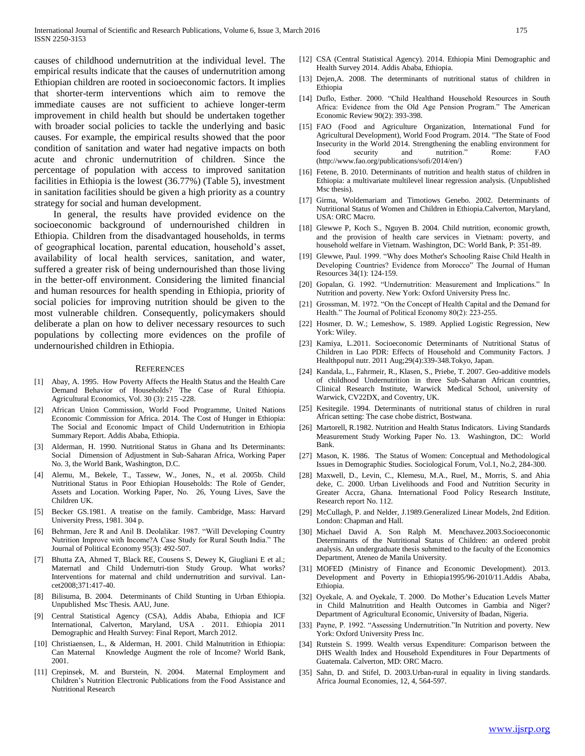causes of childhood undernutrition at the individual level. The empirical results indicate that the causes of undernutrition among Ethiopian children are rooted in socioeconomic factors. It implies that shorter-term interventions which aim to remove the immediate causes are not sufficient to achieve longer-term improvement in child health but should be undertaken together with broader social policies to tackle the underlying and basic causes. For example, the empirical results showed that the poor condition of sanitation and water had negative impacts on both acute and chronic undernutrition of children. Since the percentage of population with access to improved sanitation facilities in Ethiopia is the lowest (36.77%) (Table 5), investment in sanitation facilities should be given a high priority as a country strategy for social and human development.

In general, the results have provided evidence on the socioeconomic background of undernourished children in Ethiopia. Children from the disadvantaged households, in terms of geographical location, parental education, household's asset, availability of local health services, sanitation, and water, suffered a greater risk of being undernourished than those living in the better-off environment. Considering the limited financial and human resources for health spending in Ethiopia, priority of social policies for improving nutrition should be given to the most vulnerable children. Consequently, policymakers should deliberate a plan on how to deliver necessary resources to such populations by collecting more evidences on the profile of undernourished children in Ethiopia.

## REFERENCES

[1] Abay, A. 1995. How Poverty Affects the Health Status and the Health Care Demand Behavior of Households? The Case of Rural Ethiopia. Agricultural Economics, Vol. 30 (3): 215 -228.

[2] African Union Commission, World Food Programme, United Nations Economic Commission for Africa. 2014. The Cost of Hunger in Ethiopia: The Social and Economic Impact of Child Undernutrition in Ethiopia Summary Report. Addis Ababa, Ethiopia.

[3] Alderman, H. 1990. Nutritional Status in Ghana and Its Determinants: Social Dimension of Adjustment in Sub-Saharan Africa, Working Paper No. 3, the World Bank, Washington, D.C.

[4] Alemu, M., Bekele, T., Tassew, W., Jones, N., et al. 2005b. Child Nutritional Status in Poor Ethiopian Households: The Role of Gender, Assets and Location. Working Paper, No. 26, Young Lives, Save the Children UK.

[5] Becker GS.1981. A treatise on the family. Cambridge, Mass: Harvard University Press, 1981. 304 p.

[6] Behrman, Jere R and Anil B. Deolalikar. 1987. "Will Developing Country Nutrition Improve with Income?A Case Study for Rural South India." The Journal of Political Economy 95(3): 492-507.

[7] Bhutta ZA, Ahmed T, Black RE, Cousens S, Dewey K, Giugliani E et al.; Maternatl and Child Undernutri-tion Study Group. What works? Interventions for maternal and child undernutrition and survival. Lan-cet2008;371:417-40.

[8] Bilisuma, B. 2004. Determinants of Child Stunting in Urban Ethiopia. Unpublished Msc Thesis. AAU, June.

[9] Central Statistical Agency (CSA), Addis Ababa, Ethiopia and ICF International, Calverton, Maryland, USA . 2011. Ethiopia 2011 Demographic and Health Survey: Final Report, March 2012.

[10] Christiaensen, L., & Alderman, H. 2001. Child Malnutrition in Ethiopia: Can Maternal Knowledge Augment the role of Income? World Bank, 2001.

[11] Crepinsek, M. and Burstein, N. 2004. Maternal Employment and Children's Nutrition Electronic Publications from the Food Assistance and Nutritional Research

[12] CSA (Central Statistical Agency). 2014. Ethiopia Mini Demographic and Health Survey 2014. Addis Ababa, Ethiopia.

[13] Dejen,A. 2008. The determinants of nutritional status of children in Ethiopia

[14] Duflo, Esther. 2000. "Child Healthand Household Resources in South Africa: Evidence from the Old Age Pension Program." The American Economic Review 90(2): 393-398.

[15] FAO (Food and Agriculture Organization, International Fund for Agricultural Development), World Food Program. 2014. "The State of Food Insecurity in the World 2014. Strengthening the enabling environment for food security and nutrition." Rome: FAO (http://www.fao.org/publications/sofi/2014/en/)

[16] Fetene, B. 2010. Determinants of nutrition and health status of children in Ethiopia: a multivariate multilevel linear regression analysis. (Unpublished Msc thesis).

[17] Girma, Woldemariam and Timotiows Genebo. 2002. Determinants of Nutritional Status of Women and Children in Ethiopia.Calverton, Maryland, USA: ORC Macro.

[18] Glewwe P, Koch S., Nguyen B. 2004. Child nutrition, economic growth, and the provision of health care services in Vietnam: poverty, and household welfare in Vietnam. Washington, DC: World Bank, P: 351-89.

[19] Glewwe, Paul. 1999. "Why does Mother's Schooling Raise Child Health in Developing Countries? Evidence from Morocco" The Journal of Human Resources 34(1): 124-159.

[20] Gopalan, G. 1992. "Undernutrition: Measurement and Implications." In Nutrition and poverty. New York: Oxford University Press Inc.

[21] Grossman, M. 1972. "On the Concept of Health Capital and the Demand for Health." The Journal of Political Economy 80(2): 223-255.

[22] Hosmer, D. W.; Lemeshow, S. 1989. Applied Logistic Regression, New York: Wiley.

[23] Kamiya, L.2011. Socioeconomic Determinants of Nutritional Status of Children in Lao PDR: Effects of Household and Community Factors. J Healthpopul nutr. 2011 Aug;29(4):339-348.Tokyo, Japan.

[24] Kandala, L., Fahrmeir, R., Klasen, S., Priebe, T. 2007. Geo-additive models of childhood Undernutrition in three Sub-Saharan African countries, Clinical Research Institute, Warwick Medical School, university of Warwick, CV22DX, and Coventry, UK.

[25] Kesitegile. 1994. Determinants of nutritional status of children in rural African setting: The case chobe district, Bostwana.

[26] Martorell, R.1982. Nutrition and Health Status Indicators. Living Standards Measurement Study Working Paper No. 13. Washington, DC: World Bank.

[27] Mason, K. 1986. The Status of Women: Conceptual and Methodological Issues in Demographic Studies. Sociological Forum, Vol.1, No.2, 284-300.

[28] Maxwell, D., Levin, C., Klemesu, M.A., Ruel, M., Morris, S. and Ahia deke, C. 2000. Urban Livelihoods and Food and Nutrition Security in Greater Accra, Ghana. International Food Policy Research Institute, Research report No. 112.

[29] McCullagh, P. and Nelder, J.1989.Generalized Linear Models, 2nd Edition. London: Chapman and Hall.

[30] Michael David A. Son Ralph M. Menchavez.2003.Socioeconomic Determinants of the Nutritional Status of Children: an ordered probit analysis. An undergraduate thesis submitted to the faculty of the Economics Department, Ateneo de Manila University.

[31] MOFED (Ministry of Finance and Economic Development). 2013. Development and Poverty in Ethiopia1995/96-2010/11.Addis Ababa, Ethiopia.

[32] Oyekale, A. and Oyekale, T. 2000. Do Mother's Education Levels Matter in Child Malnutrition and Health Outcomes in Gambia and Niger? Department of Agricultural Economic, University of Ibadan, Nigeria.

[33] Payne, P. 1992. "Assessing Undernutrition."In Nutrition and poverty. New York: Oxford University Press Inc.

[34] Rutstein S. 1999. Wealth versus Expenditure: Comparison between the DHS Wealth Index and Household Expenditures in Four Departments of Guatemala. Calverton, MD: ORC Macro.

[35] Sahn, D. and Stifel, D. 2003.Urban-rural in equality in living standards. Africa Journal Economies, 12, 4, 564-597.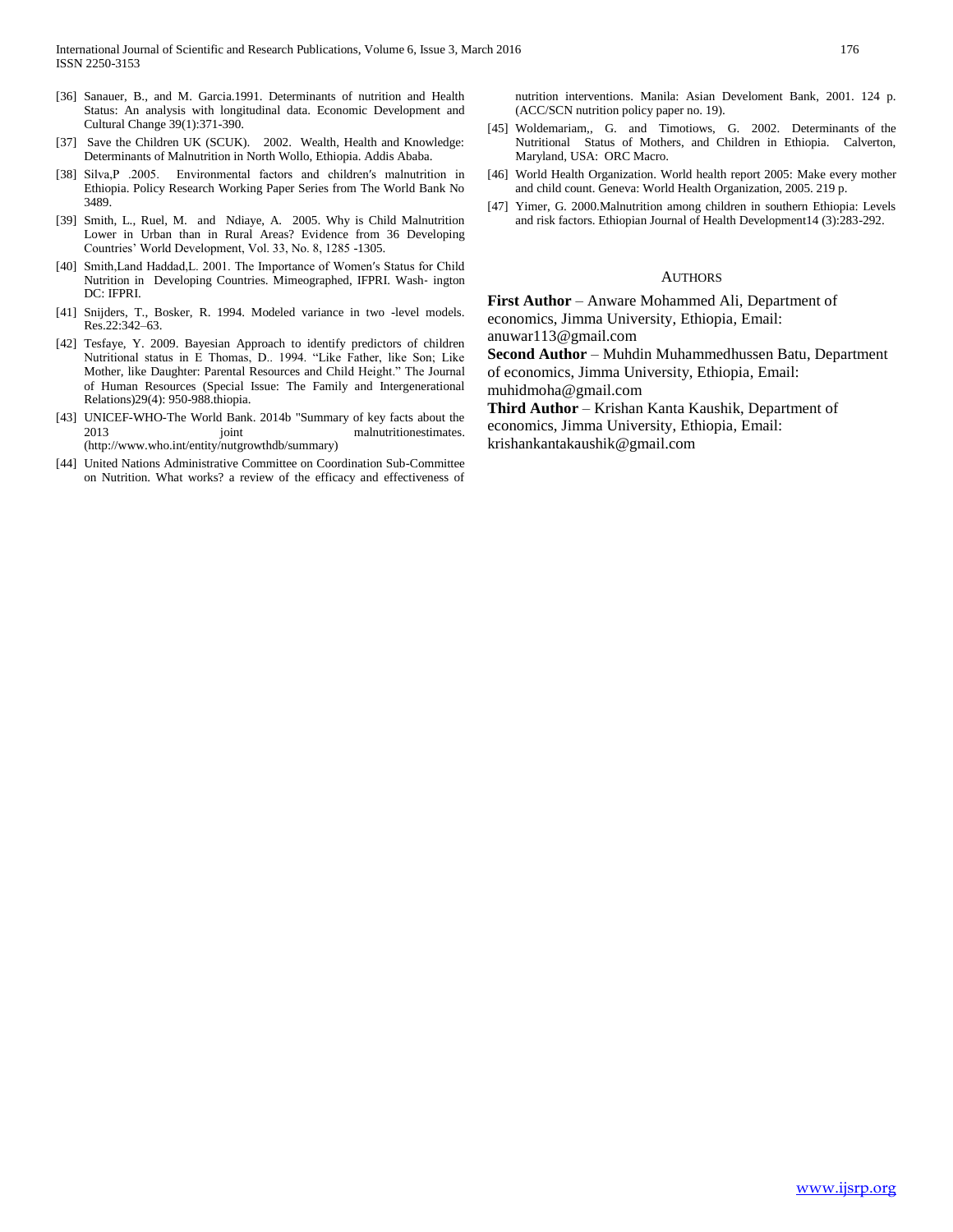[36] Sanauer, B., and M. Garcia.1991. Determinants of nutrition and Health Status: An analysis with longitudinal data. Economic Development and Cultural Change 39(1):371-390.

[37] Save the Children UK (SCUK). 2002. Wealth, Health and Knowledge: Determinants of Malnutrition in North Wollo, Ethiopia. Addis Ababa.

[38] Silva,P .2005. Environmental factors and children′s malnutrition in Ethiopia. Policy Research Working Paper Series from The World Bank No 3489.

[39] Smith, L., Ruel, M. and Ndiaye, A. 2005. Why is Child Malnutrition Lower in Urban than in Rural Areas? Evidence from 36 Developing Countries' World Development, Vol. 33, No. 8, 1285 -1305.

[40] Smith,Land Haddad,L. 2001. The Importance of Women′s Status for Child Nutrition in Developing Countries. Mimeographed, IFPRI. Wash- ington DC: IFPRI.

[41] Snijders, T., Bosker, R. 1994. Modeled variance in two -level models. Res.22:342–63.

[42] Tesfaye, Y. 2009. Bayesian Approach to identify predictors of children Nutritional status in E Thomas, D.. 1994. "Like Father, like Son; Like Mother, like Daughter: Parental Resources and Child Height." The Journal of Human Resources (Special Issue: The Family and Intergenerational Relations)29(4): 950-988.thiopia.

[43] UNICEF-WHO-The World Bank. 2014b "Summary of key facts about the 2013 joint malnutritionestimates. (http://www.who.int/entity/nutgrowthdb/summary)

[44] United Nations Administrative Committee on Coordination Sub-Committee on Nutrition. What works? a review of the efficacy and effectiveness of nutrition interventions. Manila: Asian Develoment Bank, 2001. 124 p. (ACC/SCN nutrition policy paper no. 19).

[45] Woldemariam,, G. and Timotiows, G. 2002. Determinants of the Nutritional Status of Mothers, and Children in Ethiopia. Calverton, Maryland, USA: ORC Macro.

[46] World Health Organization. World health report 2005: Make every mother and child count. Geneva: World Health Organization, 2005. 219 p.

[47] Yimer, G. 2000.Malnutrition among children in southern Ethiopia: Levels and risk factors. Ethiopian Journal of Health Development14 (3):283-292.

## AUTHORS

**First Author** – Anware Mohammed Ali, Department of economics, Jimma University, Ethiopia, Email: anuwar113@gmail.com

**Second Author** – Muhdin Muhammedhussen Batu, Department of economics, Jimma University, Ethiopia, Email: muhidmoha@gmail.com

**Third Author** – Krishan Kanta Kaushik, Department of economics, Jimma University, Ethiopia, Email: krishankantakaushik@gmail.com